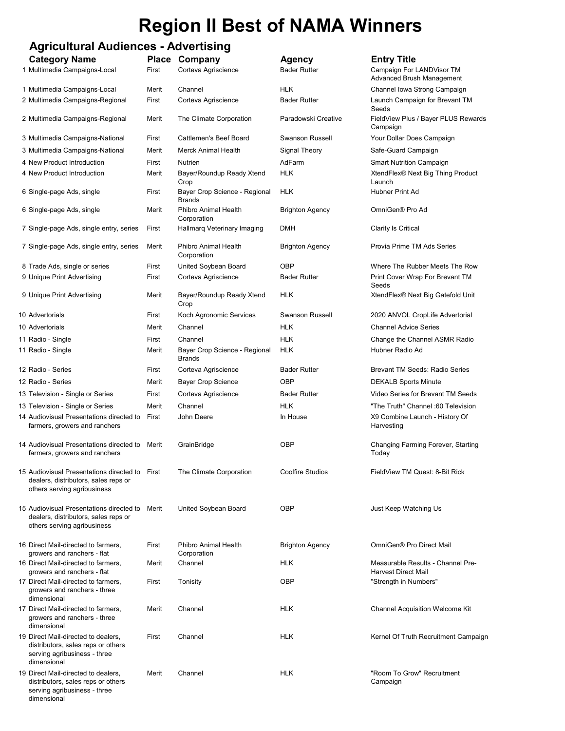# Region II Best of NAMA Winners

## Agricultural Audiences - Advertising

| Category Name | Place | Company | Agency | Entry Title |
|---|---|---|---|---|
| 1 Multimedia Campaigns-Local | First | Corteva Agriscience | Bader Rutter | Campaign For LANDVisor TM Advanced Brush Management |
| 1 Multimedia Campaigns-Local | Merit | Channel | HLK | Channel Iowa Strong Campaign |
| 2 Multimedia Campaigns-Regional | First | Corteva Agriscience | Bader Rutter | Launch Campaign for Brevant TM Seeds |
| 2 Multimedia Campaigns-Regional | Merit | The Climate Corporation | Paradowski Creative | FieldView Plus / Bayer PLUS Rewards Campaign |
| 3 Multimedia Campaigns-National | First | Cattlemen's Beef Board | Swanson Russell | Your Dollar Does Campaign |
| 3 Multimedia Campaigns-National | Merit | Merck Animal Health | Signal Theory | Safe-Guard Campaign |
| 4 New Product Introduction | First | Nutrien | AdFarm | Smart Nutrition Campaign |
| 4 New Product Introduction | Merit | Bayer/Roundup Ready Xtend Crop | HLK | XtendFlex® Next Big Thing Product Launch |
| 6 Single-page Ads, single | First | Bayer Crop Science - Regional Brands | HLK | Hubner Print Ad |
| 6 Single-page Ads, single | Merit | Phibro Animal Health Corporation | Brighton Agency | OmniGen® Pro Ad |
| 7 Single-page Ads, single entry, series | First | Hallmarq Veterinary Imaging | DMH | Clarity Is Critical |
| 7 Single-page Ads, single entry, series | Merit | Phibro Animal Health Corporation | Brighton Agency | Provia Prime TM Ads Series |
| 8 Trade Ads, single or series | First | United Soybean Board | OBP | Where The Rubber Meets The Row |
| 9 Unique Print Advertising | First | Corteva Agriscience | Bader Rutter | Print Cover Wrap For Brevant TM Seeds |
| 9 Unique Print Advertising | Merit | Bayer/Roundup Ready Xtend Crop | HLK | XtendFlex® Next Big Gatefold Unit |
| 10 Advertorials | First | Koch Agronomic Services | Swanson Russell | 2020 ANVOL CropLife Advertorial |
| 10 Advertorials | Merit | Channel | HLK | Channel Advice Series |
| 11 Radio - Single | First | Channel | HLK | Change the Channel ASMR Radio |
| 11 Radio - Single | Merit | Bayer Crop Science - Regional Brands | HLK | Hubner Radio Ad |
| 12 Radio - Series | First | Corteva Agriscience | Bader Rutter | Brevant TM Seeds: Radio Series |
| 12 Radio - Series | Merit | Bayer Crop Science | OBP | DEKALB Sports Minute |
| 13 Television - Single or Series | First | Corteva Agriscience | Bader Rutter | Video Series for Brevant TM Seeds |
| 13 Television - Single or Series | Merit | Channel | HLK | "The Truth" Channel :60 Television |
| 14 Audiovisual Presentations directed to farmers, growers and ranchers | First | John Deere | In House | X9 Combine Launch - History Of Harvesting |
| 14 Audiovisual Presentations directed to farmers, growers and ranchers | Merit | GrainBridge | OBP | Changing Farming Forever, Starting Today |
| 15 Audiovisual Presentations directed to dealers, distributors, sales reps or others serving agribusiness | First | The Climate Corporation | Coolfire Studios | FieldView TM Quest: 8-Bit Rick |
| 15 Audiovisual Presentations directed to dealers, distributors, sales reps or others serving agribusiness | Merit | United Soybean Board | OBP | Just Keep Watching Us |
| 16 Direct Mail-directed to farmers, growers and ranchers - flat | First | Phibro Animal Health Corporation | Brighton Agency | OmniGen® Pro Direct Mail |
| 16 Direct Mail-directed to farmers, growers and ranchers - flat | Merit | Channel | HLK | Measurable Results - Channel Pre-Harvest Direct Mail |
| 17 Direct Mail-directed to farmers, growers and ranchers - three dimensional | First | Tonisity | OBP | "Strength in Numbers" |
| 17 Direct Mail-directed to farmers, growers and ranchers - three dimensional | Merit | Channel | HLK | Channel Acquisition Welcome Kit |
| 19 Direct Mail-directed to dealers, distributors, sales reps or others serving agribusiness - three dimensional | First | Channel | HLK | Kernel Of Truth Recruitment Campaign |
| 19 Direct Mail-directed to dealers, distributors, sales reps or others serving agribusiness - three dimensional | Merit | Channel | HLK | "Room To Grow" Recruitment Campaign |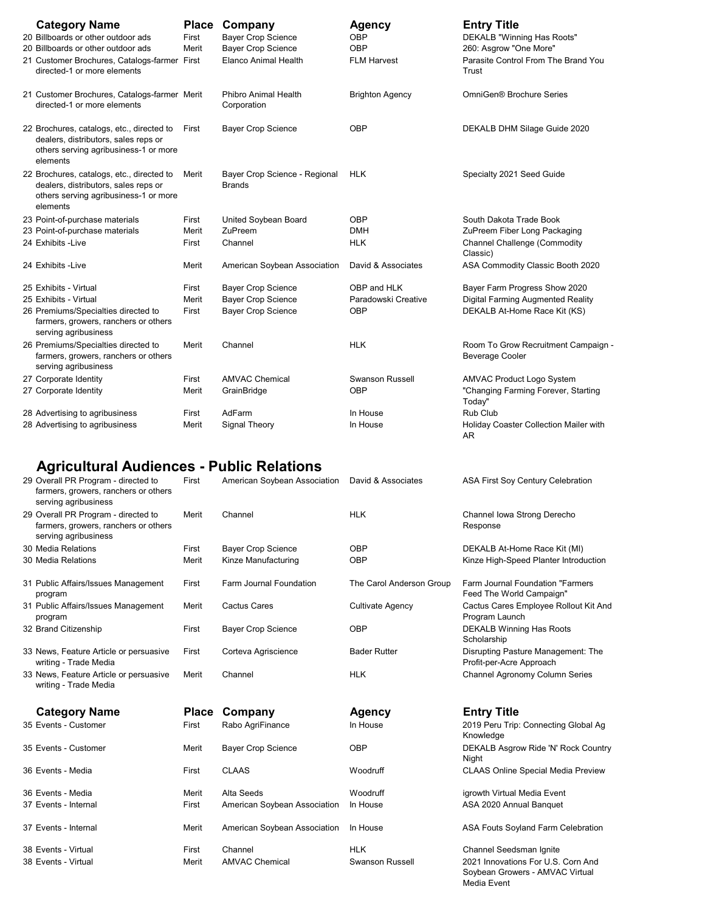| Category Name | Place | Company | Agency | Entry Title |
|---|---|---|---|---|
| 20 Billboards or other outdoor ads | First | Bayer Crop Science | OBP | DEKALB "Winning Has Roots" |
| 20 Billboards or other outdoor ads | Merit | Bayer Crop Science | OBP | 260: Asgrow "One More" |
| 21 Customer Brochures, Catalogs-farmer directed-1 or more elements | First | Elanco Animal Health | FLM Harvest | Parasite Control From The Brand You Trust |
| 21 Customer Brochures, Catalogs-farmer directed-1 or more elements | Merit | Phibro Animal Health Corporation | Brighton Agency | OmniGen® Brochure Series |
| 22 Brochures, catalogs, etc., directed to dealers, distributors, sales reps or others serving agribusiness-1 or more elements | First | Bayer Crop Science | OBP | DEKALB DHM Silage Guide 2020 |
| 22 Brochures, catalogs, etc., directed to dealers, distributors, sales reps or others serving agribusiness-1 or more elements | Merit | Bayer Crop Science - Regional Brands | HLK | Specialty 2021 Seed Guide |
| 23 Point-of-purchase materials | First | United Soybean Board | OBP | South Dakota Trade Book |
| 23 Point-of-purchase materials | Merit | ZuPreem | DMH | ZuPreem Fiber Long Packaging |
| 24 Exhibits -Live | First | Channel | HLK | Channel Challenge (Commodity Classic) |
| 24 Exhibits -Live | Merit | American Soybean Association | David & Associates | ASA Commodity Classic Booth 2020 |
| 25 Exhibits - Virtual | First | Bayer Crop Science | OBP and HLK | Bayer Farm Progress Show 2020 |
| 25 Exhibits - Virtual | Merit | Bayer Crop Science | Paradowski Creative | Digital Farming Augmented Reality |
| 26 Premiums/Specialties directed to farmers, growers, ranchers or others serving agribusiness | First | Bayer Crop Science | OBP | DEKALB At-Home Race Kit (KS) |
| 26 Premiums/Specialties directed to farmers, growers, ranchers or others serving agribusiness | Merit | Channel | HLK | Room To Grow Recruitment Campaign - Beverage Cooler |
| 27 Corporate Identity | First | AMVAC Chemical | Swanson Russell | AMVAC Product Logo System |
| 27 Corporate Identity | Merit | GrainBridge | OBP | "Changing Farming Forever, Starting Today" |
| 28 Advertising to agribusiness | First | AdFarm | In House | Rub Club |
| 28 Advertising to agribusiness | Merit | Signal Theory | In House | Holiday Coaster Collection Mailer with AR |

## Agricultural Audiences - Public Relations

| Category Name | Place | Company | Agency | Entry Title |
|---|---|---|---|---|
| 29 Overall PR Program - directed to farmers, growers, ranchers or others serving agribusiness | First | American Soybean Association | David & Associates | ASA First Soy Century Celebration |
| 29 Overall PR Program - directed to farmers, growers, ranchers or others serving agribusiness | Merit | Channel | HLK | Channel Iowa Strong Derecho Response |
| 30 Media Relations | First | Bayer Crop Science | OBP | DEKALB At-Home Race Kit (MI) |
| 30 Media Relations | Merit | Kinze Manufacturing | OBP | Kinze High-Speed Planter Introduction |
| 31 Public Affairs/Issues Management program | First | Farm Journal Foundation | The Carol Anderson Group | Farm Journal Foundation "Farmers Feed The World Campaign" |
| 31 Public Affairs/Issues Management program | Merit | Cactus Cares | Cultivate Agency | Cactus Cares Employee Rollout Kit And Program Launch |
| 32 Brand Citizenship | First | Bayer Crop Science | OBP | DEKALB Winning Has Roots Scholarship |
| 33 News, Feature Article or persuasive writing - Trade Media | First | Corteva Agriscience | Bader Rutter | Disrupting Pasture Management: The Profit-per-Acre Approach |
| 33 News, Feature Article or persuasive writing - Trade Media | Merit | Channel | HLK | Channel Agronomy Column Series |

| Category Name | Place | Company | Agency | Entry Title |
|---|---|---|---|---|
| 35 Events - Customer | First | Rabo AgriFinance | In House | 2019 Peru Trip: Connecting Global Ag Knowledge |
| 35 Events - Customer | Merit | Bayer Crop Science | OBP | DEKALB Asgrow Ride 'N' Rock Country Night |
| 36 Events - Media | First | CLAAS | Woodruff | CLAAS Online Special Media Preview |
| 36 Events - Media | Merit | Alta Seeds | Woodruff | igrowth Virtual Media Event |
| 37 Events - Internal | First | American Soybean Association | In House | ASA 2020 Annual Banquet |
| 37 Events - Internal | Merit | American Soybean Association | In House | ASA Fouts Soyland Farm Celebration |
| 38 Events - Virtual | First | Channel | HLK | Channel Seedsman Ignite |
| 38 Events - Virtual | Merit | AMVAC Chemical | Swanson Russell | 2021 Innovations For U.S. Corn And Soybean Growers - AMVAC Virtual Media Event |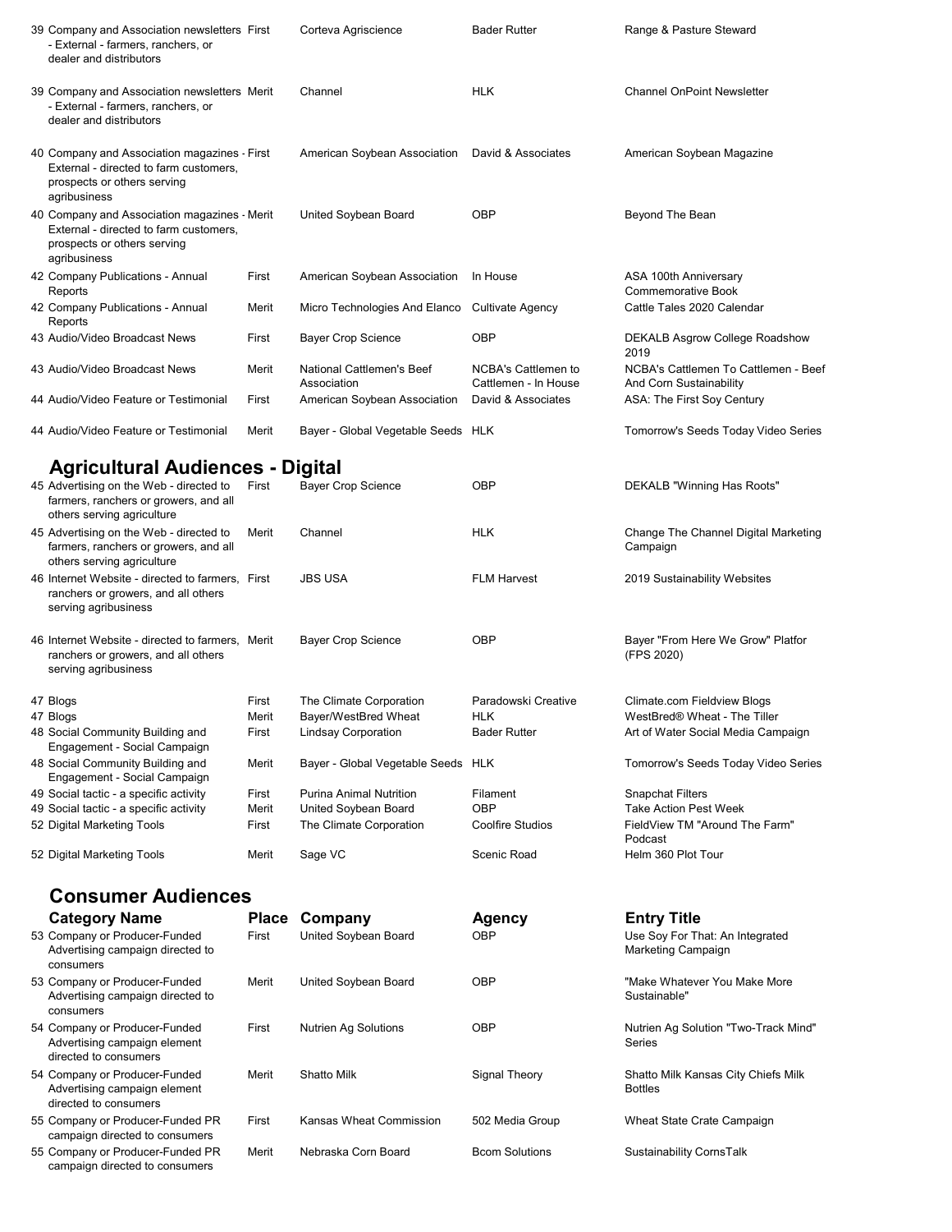| Category Name | Place | Company | Agency | Entry Title |
|---|---|---|---|---|
| 39 Company and Association newsletters - External - farmers, ranchers, or dealer and distributors | First | Corteva Agriscience | Bader Rutter | Range & Pasture Steward |
| 39 Company and Association newsletters - External - farmers, ranchers, or dealer and distributors | Merit | Channel | HLK | Channel OnPoint Newsletter |
| 40 Company and Association magazines - External - directed to farm customers, prospects or others serving agribusiness | First | American Soybean Association | David & Associates | American Soybean Magazine |
| 40 Company and Association magazines - External - directed to farm customers, prospects or others serving agribusiness | Merit | United Soybean Board | OBP | Beyond The Bean |
| 42 Company Publications - Annual Reports | First | American Soybean Association | In House | ASA 100th Anniversary Commemorative Book |
| 42 Company Publications - Annual Reports | Merit | Micro Technologies And Elanco | Cultivate Agency | Cattle Tales 2020 Calendar |
| 43 Audio/Video Broadcast News | First | Bayer Crop Science | OBP | DEKALB Asgrow College Roadshow 2019 |
| 43 Audio/Video Broadcast News | Merit | National Cattlemen's Beef Association | NCBA's Cattlemen to Cattlemen - In House | NCBA's Cattlemen To Cattlemen - Beef And Corn Sustainability |
| 44 Audio/Video Feature or Testimonial | First | American Soybean Association | David & Associates | ASA: The First Soy Century |
| 44 Audio/Video Feature or Testimonial | Merit | Bayer - Global Vegetable Seeds | HLK | Tomorrow's Seeds Today Video Series |

## Agricultural Audiences - Digital

| Category Name | Place | Company | Agency | Entry Title |
|---|---|---|---|---|
| 45 Advertising on the Web - directed to farmers, ranchers or growers, and all others serving agriculture | First | Bayer Crop Science | OBP | DEKALB "Winning Has Roots" |
| 45 Advertising on the Web - directed to farmers, ranchers or growers, and all others serving agriculture | Merit | Channel | HLK | Change The Channel Digital Marketing Campaign |
| 46 Internet Website - directed to farmers, ranchers or growers, and all others serving agribusiness | First | JBS USA | FLM Harvest | 2019 Sustainability Websites |
| 46 Internet Website - directed to farmers, ranchers or growers, and all others serving agribusiness | Merit | Bayer Crop Science | OBP | Bayer "From Here We Grow" Platfor (FPS 2020) |
| 47 Blogs | First | The Climate Corporation | Paradowski Creative | Climate.com Fieldview Blogs |
| 47 Blogs | Merit | Bayer/WestBred Wheat | HLK | WestBred® Wheat - The Tiller |
| 48 Social Community Building and Engagement - Social Campaign | First | Lindsay Corporation | Bader Rutter | Art of Water Social Media Campaign |
| 48 Social Community Building and Engagement - Social Campaign | Merit | Bayer - Global Vegetable Seeds | HLK | Tomorrow's Seeds Today Video Series |
| 49 Social tactic - a specific activity | First | Purina Animal Nutrition | Filament | Snapchat Filters |
| 49 Social tactic - a specific activity | Merit | United Soybean Board | OBP | Take Action Pest Week |
| 52 Digital Marketing Tools | First | The Climate Corporation | Coolfire Studios | FieldView TM "Around The Farm" Podcast |
| 52 Digital Marketing Tools | Merit | Sage VC | Scenic Road | Helm 360 Plot Tour |

## Consumer Audiences

| Category Name | Place | Company | Agency | Entry Title |
|---|---|---|---|---|
| 53 Company or Producer-Funded Advertising campaign directed to consumers | First | United Soybean Board | OBP | Use Soy For That: An Integrated Marketing Campaign |
| 53 Company or Producer-Funded Advertising campaign directed to consumers | Merit | United Soybean Board | OBP | "Make Whatever You Make More Sustainable" |
| 54 Company or Producer-Funded Advertising campaign element directed to consumers | First | Nutrien Ag Solutions | OBP | Nutrien Ag Solution "Two-Track Mind" Series |
| 54 Company or Producer-Funded Advertising campaign element directed to consumers | Merit | Shatto Milk | Signal Theory | Shatto Milk Kansas City Chiefs Milk Bottles |
| 55 Company or Producer-Funded PR campaign directed to consumers | First | Kansas Wheat Commission | 502 Media Group | Wheat State Crate Campaign |
| 55 Company or Producer-Funded PR campaign directed to consumers | Merit | Nebraska Corn Board | Bcom Solutions | Sustainability CornsTalk |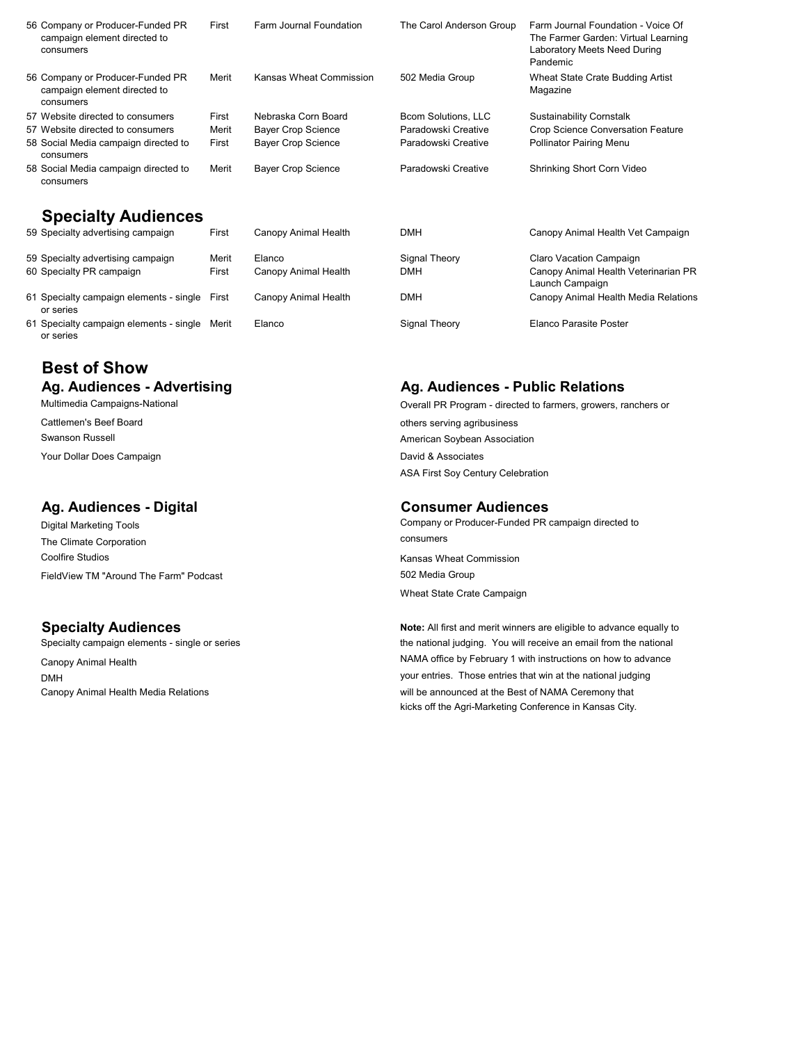| | | | | |
|---|---|---|---|---|
| 56 Company or Producer-Funded PR campaign element directed to consumers | First | Farm Journal Foundation | The Carol Anderson Group | Farm Journal Foundation - Voice Of The Farmer Garden: Virtual Learning Laboratory Meets Need During Pandemic |
| 56 Company or Producer-Funded PR campaign element directed to consumers | Merit | Kansas Wheat Commission | 502 Media Group | Wheat State Crate Budding Artist Magazine |
| 57 Website directed to consumers | First | Nebraska Corn Board | Bcom Solutions, LLC | Sustainability Cornstalk |
| 57 Website directed to consumers | Merit | Bayer Crop Science | Paradowski Creative | Crop Science Conversation Feature |
| 58 Social Media campaign directed to consumers | First | Bayer Crop Science | Paradowski Creative | Pollinator Pairing Menu |
| 58 Social Media campaign directed to consumers | Merit | Bayer Crop Science | Paradowski Creative | Shrinking Short Corn Video |

## Specialty Audiences

| | | | | |
|---|---|---|---|---|
| 59 Specialty advertising campaign | First | Canopy Animal Health | DMH | Canopy Animal Health Vet Campaign |
| 59 Specialty advertising campaign | Merit | Elanco | Signal Theory | Claro Vacation Campaign |
| 60 Specialty PR campaign | First | Canopy Animal Health | DMH | Canopy Animal Health Veterinarian PR Launch Campaign |
| 61 Specialty campaign elements - single or series | First | Canopy Animal Health | DMH | Canopy Animal Health Media Relations |
| 61 Specialty campaign elements - single or series | Merit | Elanco | Signal Theory | Elanco Parasite Poster |

## Best of Show

### Ag. Audiences - Advertising

Multimedia Campaigns-National

Cattlemen's Beef Board

Swanson Russell

Your Dollar Does Campaign

### Ag. Audiences - Digital

Digital Marketing Tools

The Climate Corporation

Coolfire Studios

FieldView TM "Around The Farm" Podcast

### Specialty Audiences

Specialty campaign elements - single or series

Canopy Animal Health

DMH

Canopy Animal Health Media Relations

### Ag. Audiences - Public Relations

Overall PR Program - directed to farmers, growers, ranchers or others serving agribusiness

American Soybean Association

David & Associates

ASA First Soy Century Celebration

### Consumer Audiences

Company or Producer-Funded PR campaign directed to consumers

Kansas Wheat Commission

502 Media Group

Wheat State Crate Campaign

**Note:** All first and merit winners are eligible to advance equally to the national judging. You will receive an email from the national NAMA office by February 1 with instructions on how to advance your entries. Those entries that win at the national judging will be announced at the Best of NAMA Ceremony that kicks off the Agri-Marketing Conference in Kansas City.